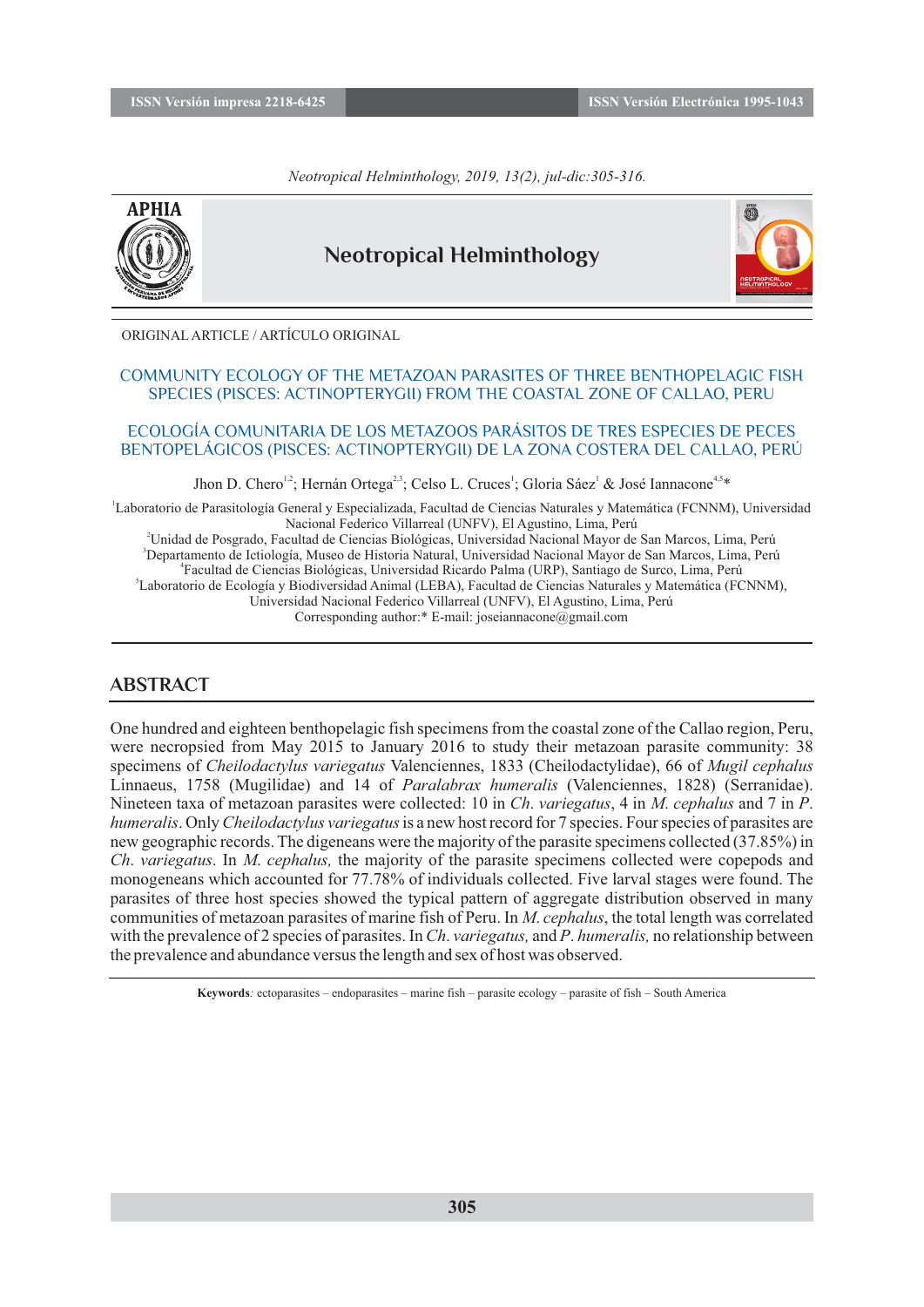ORIGINAL ARTICLE / ARTÍCULO ORIGINAL

# COMMUNITY ECOLOGY OF THE METAZOAN PARASITES OF THREE BENTHOPELAGIC FISH SPECIES (PISCES: ACTINOPTERYGII) FROM THE COASTAL ZONE OF CALLAO, PERU

# ECOLOGÍA COMUNITARIA DE LOS METAZOOS PARÁSITOS DE TRES ESPECIES DE PECES BENTOPELÁGICOS (PISCES: ACTINOPTERYGII) DE LA ZONA COSTERA DEL CALLAO, PERÚ

Jhon D. Chero[1,2]; Hernán Ortega[2,3]; Celso L. Cruces[1]; Gloria Sáez[1] & José Iannacone[4,5]*

[1]Laboratorio de Parasitología General y Especializada, Facultad de Ciencias Naturales y Matemática (FCNNM), Universidad Nacional Federico Villarreal (UNFV), El Agustino, Lima, Perú
[2]Unidad de Posgrado, Facultad de Ciencias Biológicas, Universidad Nacional Mayor de San Marcos, Lima, Perú
[3]Departamento de Ictiología, Museo de Historia Natural, Universidad Nacional Mayor de San Marcos, Lima, Perú
[4]Facultad de Ciencias Biológicas, Universidad Ricardo Palma (URP), Santiago de Surco, Lima, Perú
[5]Laboratorio de Ecología y Biodiversidad Animal (LEBA), Facultad de Ciencias Naturales y Matemática (FCNNM), Universidad Nacional Federico Villarreal (UNFV), El Agustino, Lima, Perú
Corresponding author:* E-mail: joseiannacone@gmail.com

## ABSTRACT

One hundred and eighteen benthopelagic fish specimens from the coastal zone of the Callao region, Peru, were necropsied from May 2015 to January 2016 to study their metazoan parasite community: 38 specimens of *Cheilodactylus variegatus* Valenciennes, 1833 (Cheilodactylidae), 66 of *Mugil cephalus* Linnaeus, 1758 (Mugilidae) and 14 of *Paralabrax humeralis* (Valenciennes, 1828) (Serranidae). Nineteen taxa of metazoan parasites were collected: 10 in *Ch. variegatus*, 4 in *M. cephalus* and 7 in *P. humeralis*. Only *Cheilodactylus variegatus* is a new host record for 7 species. Four species of parasites are new geographic records. The digeneans were the majority of the parasite specimens collected (37.85%) in *Ch. variegatus*. In *M. cephalus,* the majority of the parasite specimens collected were copepods and monogeneans which accounted for 77.78% of individuals collected. Five larval stages were found. The parasites of three host species showed the typical pattern of aggregate distribution observed in many communities of metazoan parasites of marine fish of Peru. In *M. cephalus*, the total length was correlated with the prevalence of 2 species of parasites. In *Ch. variegatus,* and *P. humeralis,* no relationship between the prevalence and abundance versus the length and sex of host was observed.

**Keywords***:* ectoparasites – endoparasites – marine fish – parasite ecology – parasite of fish – South America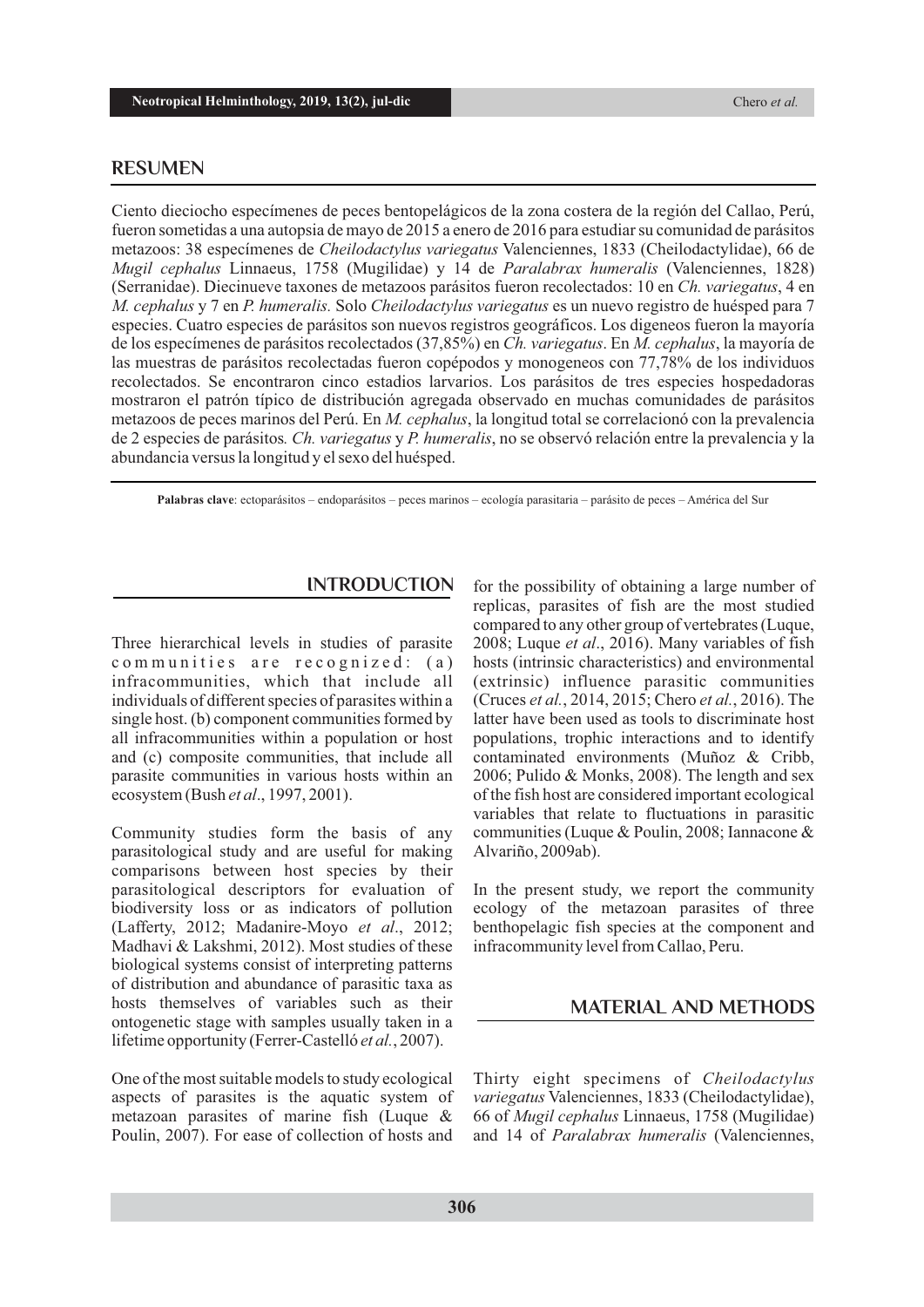## RESUMEN

Ciento dieciocho especímenes de peces bentopelágicos de la zona costera de la región del Callao, Perú, fueron sometidas a una autopsia de mayo de 2015 a enero de 2016 para estudiar su comunidad de parásitos metazoos: 38 especímenes de *Cheilodactylus variegatus* Valenciennes, 1833 (Cheilodactylidae), 66 de *Mugil cephalus* Linnaeus, 1758 (Mugilidae) y 14 de *Paralabrax humeralis* (Valenciennes, 1828) (Serranidae). Diecinueve taxones de metazoos parásitos fueron recolectados: 10 en *Ch. variegatus*, 4 en *M. cephalus* y 7 en *P. humeralis*. Solo *Cheilodactylus variegatus* es un nuevo registro de huésped para 7 especies. Cuatro especies de parásitos son nuevos registros geográficos. Los digeneos fueron la mayoría de los especímenes de parásitos recolectados (37,85%) en *Ch. variegatus*. En *M. cephalus*, la mayoría de las muestras de parásitos recolectadas fueron copépodos y monogeneos con 77,78% de los individuos recolectados. Se encontraron cinco estadios larvarios. Los parásitos de tres especies hospedadoras mostraron el patrón típico de distribución agregada observado en muchas comunidades de parásitos metazoos de peces marinos del Perú. En *M. cephalus*, la longitud total se correlacionó con la prevalencia de 2 especies de parásitos. *Ch. variegatus* y *P. humeralis*, no se observó relación entre la prevalencia y la abundancia versus la longitud y el sexo del huésped.

**Palabras clave**: ectoparásitos – endoparásitos – peces marinos – ecología parasitaria – parásito de peces – América del Sur

## INTRODUCTION

Three hierarchical levels in studies of parasite communities are recognized: (a) infracommunities, which that include all individuals of different species of parasites within a single host. (b) component communities formed by all infracommunities within a population or host and (c) composite communities, that include all parasite communities in various hosts within an ecosystem (Bush *et al*., 1997, 2001).

Community studies form the basis of any parasitological study and are useful for making comparisons between host species by their parasitological descriptors for evaluation of biodiversity loss or as indicators of pollution (Lafferty, 2012; Madanire-Moyo *et al*., 2012; Madhavi & Lakshmi, 2012). Most studies of these biological systems consist of interpreting patterns of distribution and abundance of parasitic taxa as hosts themselves of variables such as their ontogenetic stage with samples usually taken in a lifetime opportunity (Ferrer-Castelló *et al.*, 2007).

One of the most suitable models to study ecological aspects of parasites is the aquatic system of metazoan parasites of marine fish (Luque & Poulin, 2007). For ease of collection of hosts and for the possibility of obtaining a large number of replicas, parasites of fish are the most studied compared to any other group of vertebrates (Luque, 2008; Luque *et al*., 2016). Many variables of fish hosts (intrinsic characteristics) and environmental (extrinsic) influence parasitic communities (Cruces *et al.*, 2014, 2015; Chero *et al.*, 2016). The latter have been used as tools to discriminate host populations, trophic interactions and to identify contaminated environments (Muñoz & Cribb, 2006; Pulido & Monks, 2008). The length and sex of the fish host are considered important ecological variables that relate to fluctuations in parasitic communities (Luque & Poulin, 2008; Iannacone & Alvariño, 2009ab).

In the present study, we report the community ecology of the metazoan parasites of three benthopelagic fish species at the component and infracommunity level from Callao, Peru.

## MATERIAL AND METHODS

Thirty eight specimens of *Cheilodactylus variegatus* Valenciennes, 1833 (Cheilodactylidae), 66 of *Mugil cephalus* Linnaeus, 1758 (Mugilidae) and 14 of *Paralabrax humeralis* (Valenciennes,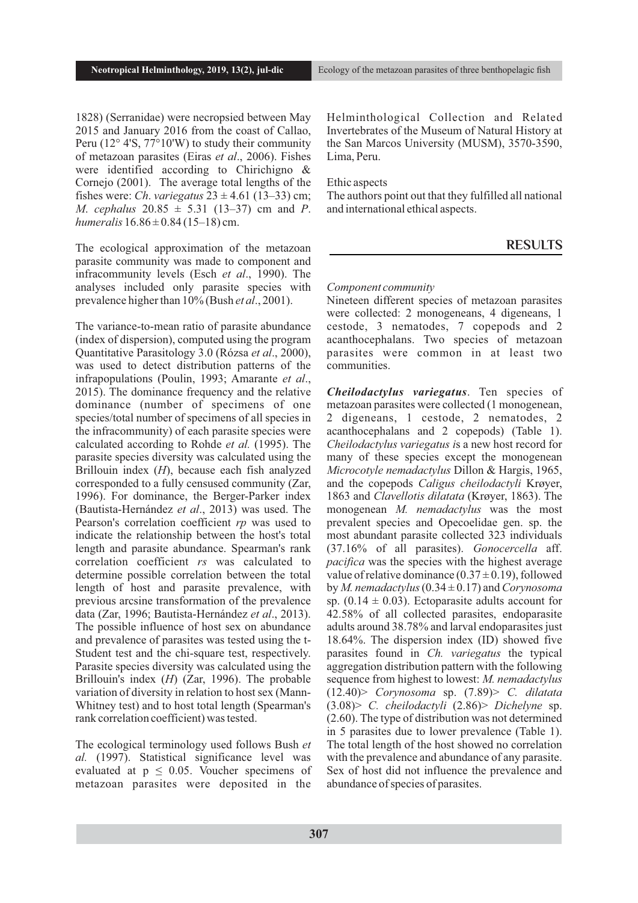1828) (Serranidae) were necropsied between May 2015 and January 2016 from the coast of Callao, Peru (12° 4'S, 77°10'W) to study their community of metazoan parasites (Eiras *et al*., 2006). Fishes were identified according to Chirichigno & Cornejo (2001). The average total lengths of the fishes were: *Ch*. *variegatus* 23 ± 4.61 (13–33) cm; *M*. *cephalus* 20.85 ± 5.31 (13–37) cm and *P*. *humeralis* 16.86 ± 0.84 (15–18) cm.

The ecological approximation of the metazoan parasite community was made to component and infracommunity levels (Esch *et al*., 1990). The analyses included only parasite species with prevalence higher than 10% (Bush *et al*., 2001).

The variance-to-mean ratio of parasite abundance (index of dispersion), computed using the program Quantitative Parasitology 3.0 (Rózsa *et al*., 2000), was used to detect distribution patterns of the infrapopulations (Poulin, 1993; Amarante *et al*., 2015). The dominance frequency and the relative dominance (number of specimens of one species/total number of specimens of all species in the infracommunity) of each parasite species were calculated according to Rohde *et al.* (1995). The parasite species diversity was calculated using the Brillouin index (*H*), because each fish analyzed corresponded to a fully censused community (Zar, 1996). For dominance, the Berger-Parker index (Bautista-Hernández *et al*., 2013) was used. The Pearson's correlation coefficient *rp* was used to indicate the relationship between the host's total length and parasite abundance. Spearman's rank correlation coefficient *rs* was calculated to determine possible correlation between the total length of host and parasite prevalence, with previous arcsine transformation of the prevalence data (Zar, 1996; Bautista-Hernández *et al*., 2013). The possible influence of host sex on abundance and prevalence of parasites was tested using the t-Student test and the chi-square test, respectively. Parasite species diversity was calculated using the Brillouin's index (*H*) (Zar, 1996). The probable variation of diversity in relation to host sex (Mann-Whitney test) and to host total length (Spearman's rank correlation coefficient) was tested.

The ecological terminology used follows Bush *et al.* (1997). Statistical significance level was evaluated at $p \leq 0.05$. Voucher specimens of metazoan parasites were deposited in the Helminthological Collection and Related Invertebrates of the Museum of Natural History at the San Marcos University (MUSM), 3570-3590, Lima, Peru.

Ethic aspects

The authors point out that they fulfilled all national and international ethical aspects.

## RESULTS

*Component community*

Nineteen different species of metazoan parasites were collected: 2 monogeneans, 4 digeneans, 1 cestode, 3 nematodes, 7 copepods and 2 acanthocephalans. Two species of metazoan parasites were common in at least two communities.

***Cheilodactylus variegatus***. Ten species of metazoan parasites were collected (1 monogenean, 2 digeneans, 1 cestode, 2 nematodes, 2 acanthocephalans and 2 copepods) (Table 1). *Cheilodactylus variegatus* is a new host record for many of these species except the monogenean *Microcotyle nemadactylus* Dillon & Hargis, 1965, and the copepods *Caligus cheilodactyli* Krøyer, 1863 and *Clavellotis dilatata* (Krøyer, 1863). The monogenean *M. nemadactylus* was the most prevalent species and Opecoelidae gen. sp. the most abundant parasite collected 323 individuals (37.16% of all parasites). *Gonocercella* aff. *pacifica* was the species with the highest average value of relative dominance (0.37 ± 0.19), followed by *M. nemadactylus* (0.34 ± 0.17) and *Corynosoma* sp. (0.14 ± 0.03). Ectoparasite adults account for 42.58% of all collected parasites, endoparasite adults around 38.78% and larval endoparasites just 18.64%. The dispersion index (ID) showed five parasites found in *Ch. variegatus* the typical aggregation distribution pattern with the following sequence from highest to lowest: *M. nemadactylus* (12.40)> *Corynosoma* sp. (7.89)> *C. dilatata* (3.08)> *C. cheilodactyli* (2.86)> *Dichelyne* sp. (2.60). The type of distribution was not determined in 5 parasites due to lower prevalence (Table 1). The total length of the host showed no correlation with the prevalence and abundance of any parasite. Sex of host did not influence the prevalence and abundance of species of parasites.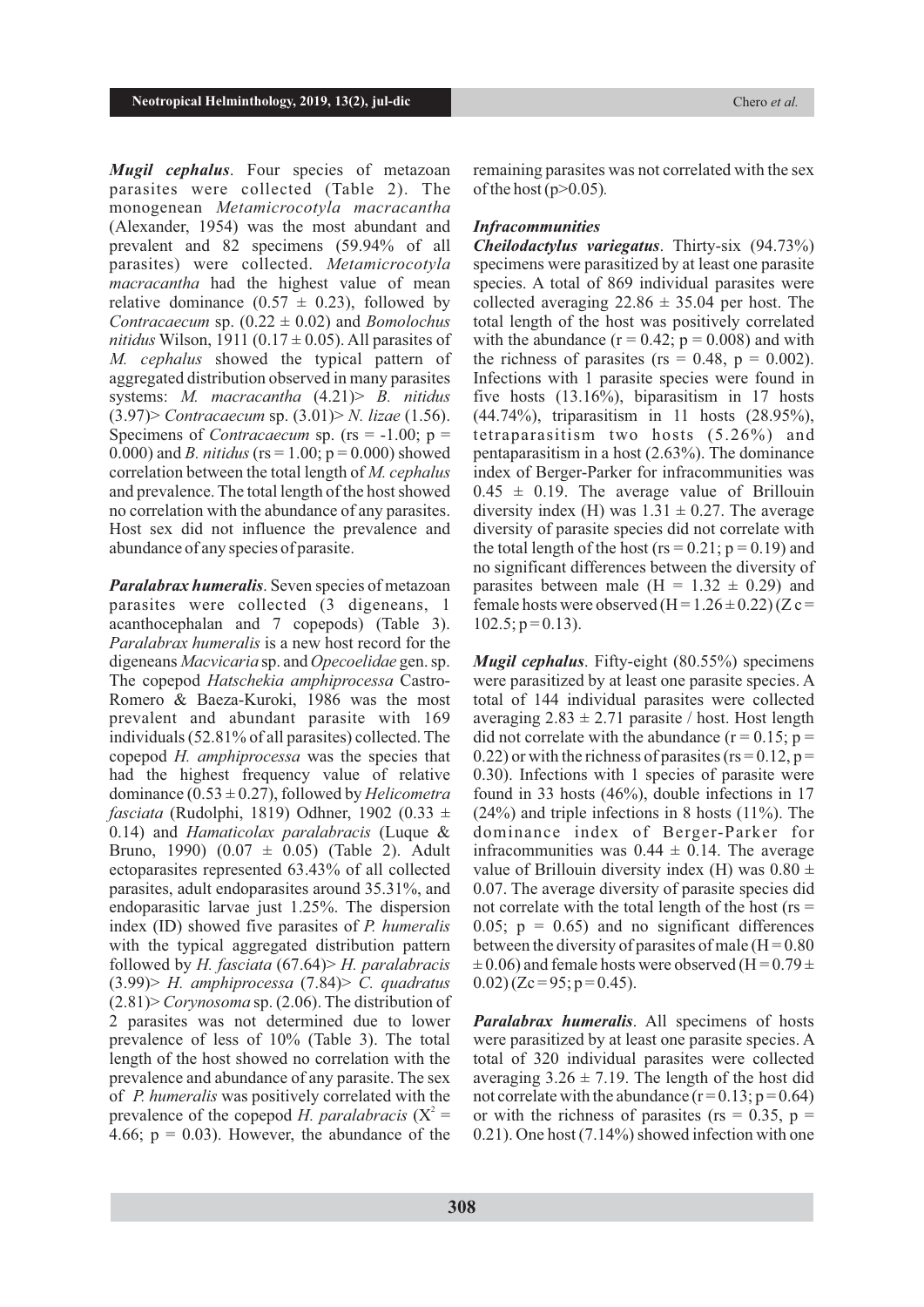***Mugil cephalus***. Four species of metazoan parasites were collected (Table 2). The monogenean *Metamicrocotyla macracantha* (Alexander, 1954) was the most abundant and prevalent and 82 specimens (59.94% of all parasites) were collected. *Metamicrocotyla macracantha* had the highest value of mean relative dominance (0.57 ± 0.23), followed by *Contracaecum* sp. (0.22 ± 0.02) and *Bomolochus nitidus* Wilson, 1911 (0.17 ± 0.05). All parasites of *M. cephalus* showed the typical pattern of aggregated distribution observed in many parasites systems: *M. macracantha* (4.21)> *B. nitidus* (3.97)> *Contracaecum* sp. (3.01)> *N. lizae* (1.56). Specimens of *Contracaecum* sp. (rs = -1.00; p = 0.000) and *B. nitidus* (rs = 1.00; p = 0.000) showed correlation between the total length of *M. cephalus* and prevalence. The total length of the host showed no correlation with the abundance of any parasites. Host sex did not influence the prevalence and abundance of any species of parasite.

***Paralabrax humeralis***. Seven species of metazoan parasites were collected (3 digeneans, 1 acanthocephalan and 7 copepods) (Table 3). *Paralabrax humeralis* is a new host record for the digeneans *Macvicaria* sp. and *Opecoelidae* gen. sp. The copepod *Hatschekia amphiprocessa* Castro-Romero & Baeza-Kuroki, 1986 was the most prevalent and abundant parasite with 169 individuals (52.81% of all parasites) collected. The copepod *H. amphiprocessa* was the species that had the highest frequency value of relative dominance (0.53 ± 0.27), followed by *Helicometra fasciata* (Rudolphi, 1819) Odhner, 1902 (0.33 ± 0.14) and *Hamaticolax paralabracis* (Luque & Bruno, 1990) (0.07 ± 0.05) (Table 2). Adult ectoparasites represented 63.43% of all collected parasites, adult endoparasites around 35.31%, and endoparasitic larvae just 1.25%. The dispersion index (ID) showed five parasites of *P. humeralis* with the typical aggregated distribution pattern followed by *H. fasciata* (67.64)> *H. paralabracis* (3.99)> *H. amphiprocessa* (7.84)> *C. quadratus* (2.81)> *Corynosoma* sp. (2.06). The distribution of 2 parasites was not determined due to lower prevalence of less of 10% (Table 3). The total length of the host showed no correlation with the prevalence and abundance of any parasite. The sex of *P. humeralis* was positively correlated with the prevalence of the copepod *H. paralabracis* ($X^2$ = 4.66; p = 0.03). However, the abundance of the remaining parasites was not correlated with the sex of the host (p>0.05).

### *Infracommunities*

***Cheilodactylus variegatus***. Thirty-six (94.73%) specimens were parasitized by at least one parasite species. A total of 869 individual parasites were collected averaging 22.86 ± 35.04 per host. The total length of the host was positively correlated with the abundance (r = 0.42; p = 0.008) and with the richness of parasites (rs = 0.48, p = 0.002). Infections with 1 parasite species were found in five hosts (13.16%), biparasitism in 17 hosts (44.74%), triparasitism in 11 hosts (28.95%), tetraparasitism two hosts (5.26%) and pentaparasitism in a host (2.63%). The dominance index of Berger-Parker for infracommunities was 0.45 ± 0.19. The average value of Brillouin diversity index (H) was 1.31 ± 0.27. The average diversity of parasite species did not correlate with the total length of the host (rs = 0.21; p = 0.19) and no significant differences between the diversity of parasites between male (H = 1.32 ± 0.29) and female hosts were observed (H = 1.26 ± 0.22) (Z c = 102.5; p = 0.13).

***Mugil cephalus***. Fifty-eight (80.55%) specimens were parasitized by at least one parasite species. A total of 144 individual parasites were collected averaging 2.83 ± 2.71 parasite / host. Host length did not correlate with the abundance (r = 0.15; p = 0.22) or with the richness of parasites (rs = 0.12, p = 0.30). Infections with 1 species of parasite were found in 33 hosts (46%), double infections in 17 (24%) and triple infections in 8 hosts (11%). The dominance index of Berger-Parker for infracommunities was 0.44 ± 0.14. The average value of Brillouin diversity index (H) was 0.80 ± 0.07. The average diversity of parasite species did not correlate with the total length of the host (rs = 0.05; p = 0.65) and no significant differences between the diversity of parasites of male (H = 0.80 ± 0.06) and female hosts were observed (H = 0.79 ± 0.02) (Zc = 95; p = 0.45).

***Paralabrax humeralis***. All specimens of hosts were parasitized by at least one parasite species. A total of 320 individual parasites were collected averaging 3.26 ± 7.19. The length of the host did not correlate with the abundance (r = 0.13; p = 0.64) or with the richness of parasites (rs = 0.35, p = 0.21). One host (7.14%) showed infection with one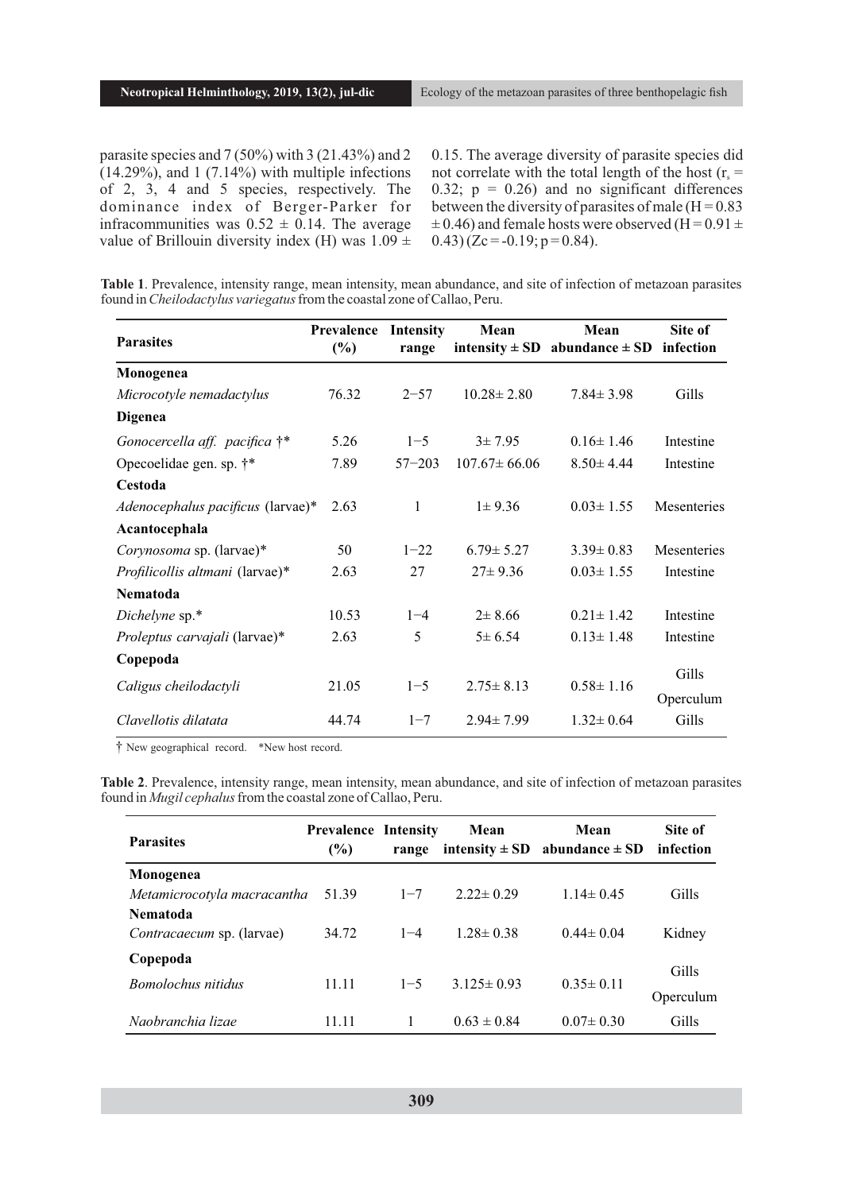parasite species and 7 (50%) with 3 (21.43%) and 2 (14.29%), and 1 (7.14%) with multiple infections of 2, 3, 4 and 5 species, respectively. The dominance index of Berger-Parker for infracommunities was 0.52 ± 0.14. The average value of Brillouin diversity index (H) was 1.09 ± 0.15. The average diversity of parasite species did not correlate with the total length of the host ($r_s$ = 0.32; p = 0.26) and no significant differences between the diversity of parasites of male (H = 0.83 ± 0.46) and female hosts were observed (H = 0.91 ± 0.43) (Zc = -0.19; p = 0.84).

**Table 1**. Prevalence, intensity range, mean intensity, mean abundance, and site of infection of metazoan parasites found in *Cheilodactylus variegatus* from the coastal zone of Callao, Peru.

| Parasites | Prevalence (%) | Intensity range | Mean intensity ± SD | Mean abundance ± SD | Site of infection |
|---|---|---|---|---|---|
| **Monogenea** | | | | | |
| *Microcotyle nemadactylus* | 76.32 | 2−57 | 10.28± 2.80 | 7.84± 3.98 | Gills |
| **Digenea** | | | | | |
| *Gonocercella aff. pacifica* †* | 5.26 | 1−5 | 3± 7.95 | 0.16± 1.46 | Intestine |
| Opecoelidae gen. sp. †* | 7.89 | 57−203 | 107.67± 66.06 | 8.50± 4.44 | Intestine |
| **Cestoda** | | | | | |
| *Adenocephalus pacificus* (larvae)* | 2.63 | 1 | 1± 9.36 | 0.03± 1.55 | Mesenteries |
| **Acantocephala** | | | | | |
| *Corynosoma* sp. (larvae)* | 50 | 1−22 | 6.79± 5.27 | 3.39± 0.83 | Mesenteries |
| *Profilicollis altmani* (larvae)* | 2.63 | 27 | 27± 9.36 | 0.03± 1.55 | Intestine |
| **Nematoda** | | | | | |
| *Dichelyne* sp.* | 10.53 | 1−4 | 2± 8.66 | 0.21± 1.42 | Intestine |
| *Proleptus carvajali* (larvae)* | 2.63 | 5 | 5± 6.54 | 0.13± 1.48 | Intestine |
| **Copepoda** | | | | | |
| *Caligus cheilodactyli* | 21.05 | 1−5 | 2.75± 8.13 | 0.58± 1.16 | Gills Operculum |
| *Clavellotis dilatata* | 44.74 | 1−7 | 2.94± 7.99 | 1.32± 0.64 | Gills |

† New geographical record. *New host record.

**Table 2**. Prevalence, intensity range, mean intensity, mean abundance, and site of infection of metazoan parasites found in *Mugil cephalus* from the coastal zone of Callao, Peru.

| Parasites | Prevalence (%) | Intensity range | Mean intensity ± SD | Mean abundance ± SD | Site of infection |
|---|---|---|---|---|---|
| **Monogenea** | | | | | |
| *Metamicrocotyla macracantha* | 51.39 | 1−7 | 2.22± 0.29 | 1.14± 0.45 | Gills |
| **Nematoda** | | | | | |
| *Contracaecum* sp. (larvae) | 34.72 | 1−4 | 1.28± 0.38 | 0.44± 0.04 | Kidney |
| **Copepoda** | | | | | |
| *Bomolochus nitidus* | 11.11 | 1−5 | 3.125± 0.93 | 0.35± 0.11 | Gills Operculum |
| *Naobranchia lizae* | 11.11 | 1 | 0.63 ± 0.84 | 0.07± 0.30 | Gills |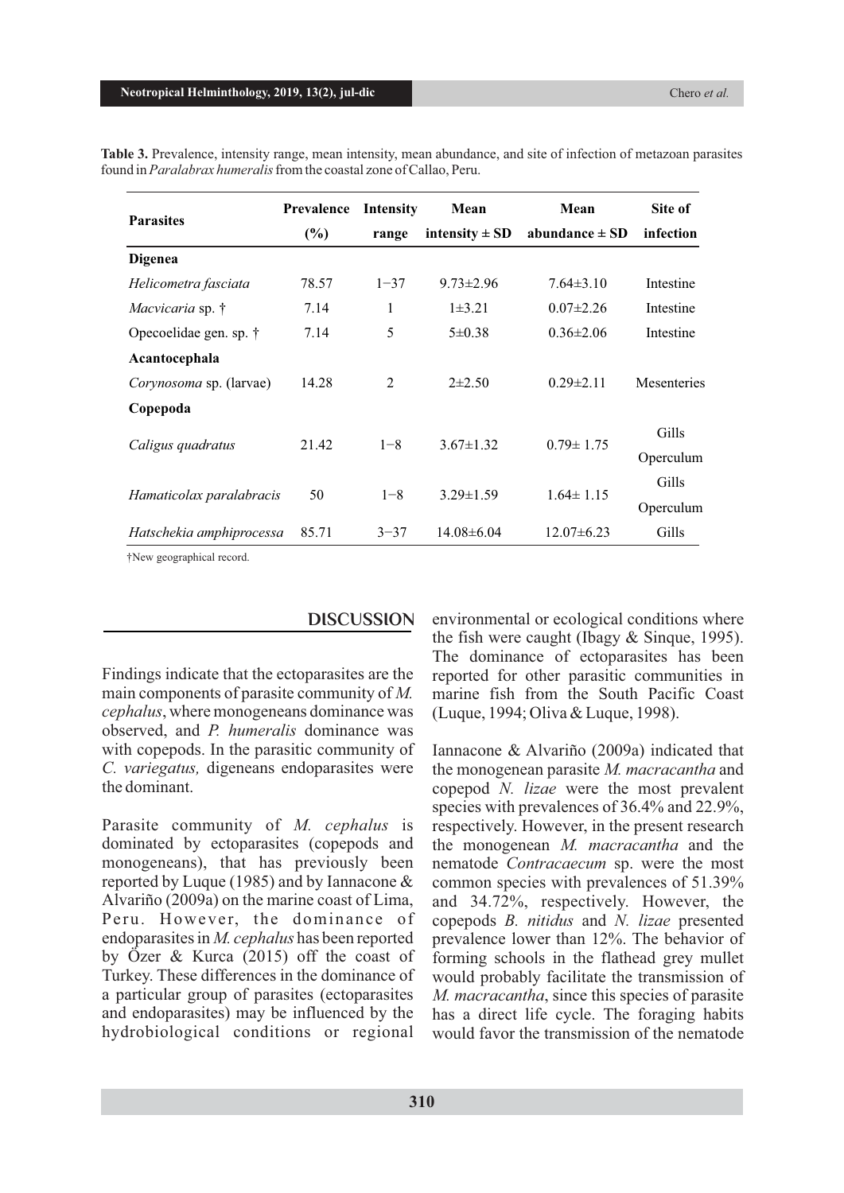**Table 3.** Prevalence, intensity range, mean intensity, mean abundance, and site of infection of metazoan parasites found in *Paralabrax humeralis* from the coastal zone of Callao, Peru.

| Parasites | Prevalence (%) | Intensity range | Mean intensity ± SD | Mean abundance ± SD | Site of infection |
|---|---|---|---|---|---|
| **Digenea** | | | | | |
| *Helicometra fasciata* | 78.57 | 1−37 | 9.73±2.96 | 7.64±3.10 | Intestine |
| *Macvicaria* sp. † | 7.14 | 1 | 1±3.21 | 0.07±2.26 | Intestine |
| Opecoelidae gen. sp. † | 7.14 | 5 | 5±0.38 | 0.36±2.06 | Intestine |
| **Acantocephala** | | | | | |
| *Corynosoma* sp. (larvae) | 14.28 | 2 | 2±2.50 | 0.29±2.11 | Mesenteries |
| **Copepoda** | | | | | |
| *Caligus quadratus* | 21.42 | 1−8 | 3.67±1.32 | 0.79± 1.75 | Gills Operculum |
| *Hamaticolax paralabracis* | 50 | 1−8 | 3.29±1.59 | 1.64± 1.15 | Gills Operculum |
| *Hatschekia amphiprocessa* | 85.71 | 3−37 | 14.08±6.04 | 12.07±6.23 | Gills |

†New geographical record.

## DISCUSSION

Findings indicate that the ectoparasites are the main components of parasite community of *M. cephalus*, where monogeneans dominance was observed, and *P. humeralis* dominance was with copepods. In the parasitic community of *C. variegatus,* digeneans endoparasites were the dominant.

Parasite community of *M. cephalus* is dominated by ectoparasites (copepods and monogeneans), that has previously been reported by Luque (1985) and by Iannacone & Alvariño (2009a) on the marine coast of Lima, Peru. However, the dominance of endoparasites in *M. cephalus* has been reported by Özer & Kurca (2015) off the coast of Turkey. These differences in the dominance of a particular group of parasites (ectoparasites and endoparasites) may be influenced by the hydrobiological conditions or regional environmental or ecological conditions where the fish were caught (Ibagy & Sinque, 1995). The dominance of ectoparasites has been reported for other parasitic communities in marine fish from the South Pacific Coast (Luque, 1994; Oliva & Luque, 1998).

Iannacone & Alvariño (2009a) indicated that the monogenean parasite *M. macracantha* and copepod *N. lizae* were the most prevalent species with prevalences of 36.4% and 22.9%, respectively. However, in the present research the monogenean *M. macracantha* and the nematode *Contracaecum* sp. were the most common species with prevalences of 51.39% and 34.72%, respectively. However, the copepods *B. nitidus* and *N. lizae* presented prevalence lower than 12%. The behavior of forming schools in the flathead grey mullet would probably facilitate the transmission of *M. macracantha*, since this species of parasite has a direct life cycle. The foraging habits would favor the transmission of the nematode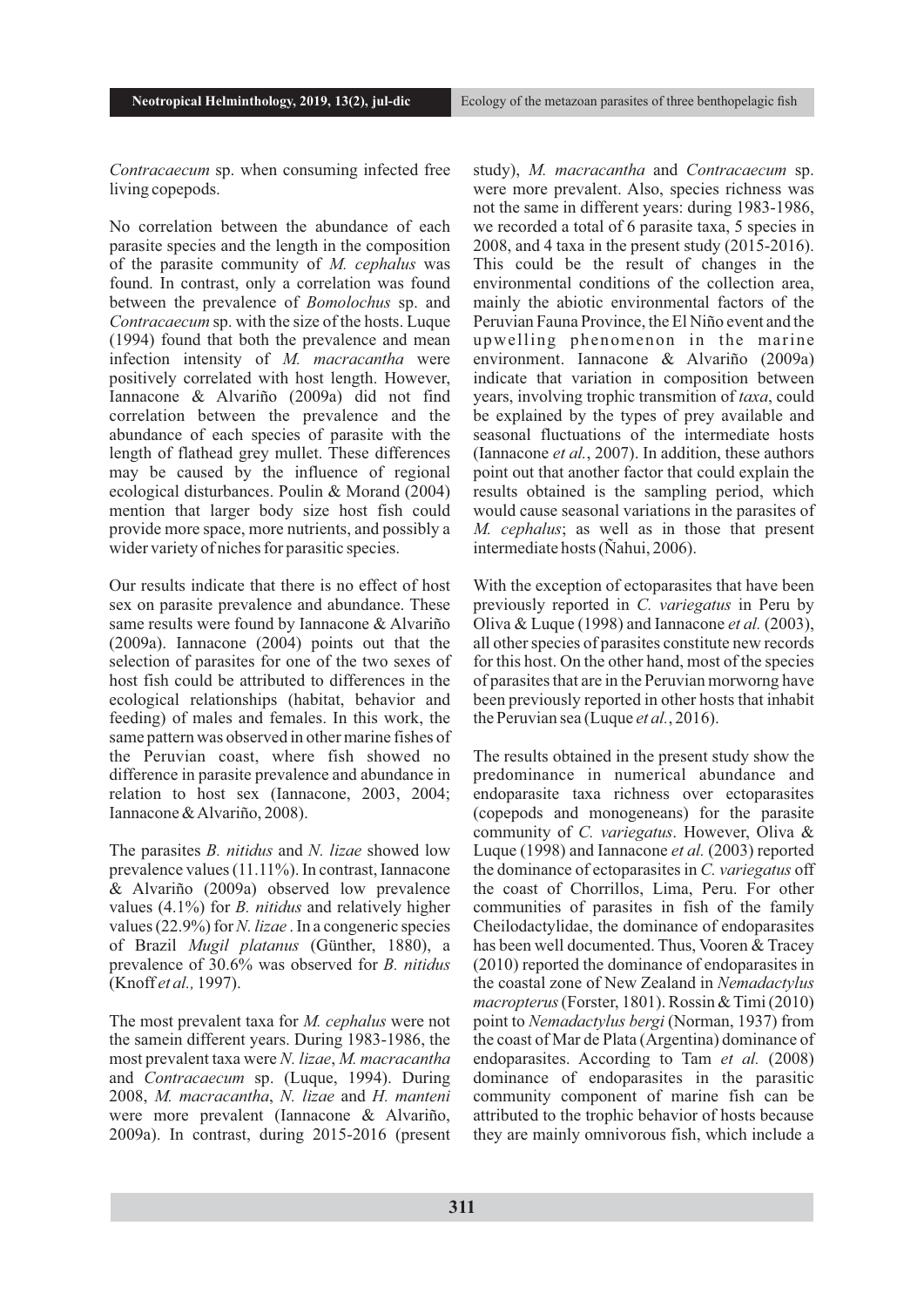*Contracaecum* sp. when consuming infected free living copepods.

No correlation between the abundance of each parasite species and the length in the composition of the parasite community of *M. cephalus* was found. In contrast, only a correlation was found between the prevalence of *Bomolochus* sp. and *Contracaecum* sp. with the size of the hosts. Luque (1994) found that both the prevalence and mean infection intensity of *M. macracantha* were positively correlated with host length. However, Iannacone & Alvariño (2009a) did not find correlation between the prevalence and the abundance of each species of parasite with the length of flathead grey mullet. These differences may be caused by the influence of regional ecological disturbances. Poulin & Morand (2004) mention that larger body size host fish could provide more space, more nutrients, and possibly a wider variety of niches for parasitic species.

Our results indicate that there is no effect of host sex on parasite prevalence and abundance. These same results were found by Iannacone & Alvariño (2009a). Iannacone (2004) points out that the selection of parasites for one of the two sexes of host fish could be attributed to differences in the ecological relationships (habitat, behavior and feeding) of males and females. In this work, the same pattern was observed in other marine fishes of the Peruvian coast, where fish showed no difference in parasite prevalence and abundance in relation to host sex (Iannacone, 2003, 2004; Iannacone & Alvariño, 2008).

The parasites *B. nitidus* and *N. lizae* showed low prevalence values (11.11%). In contrast, Iannacone & Alvariño (2009a) observed low prevalence values (4.1%) for *B. nitidus* and relatively higher values (22.9%) for *N. lizae* . In a congeneric species of Brazil *Mugil platanus* (Günther, 1880), a prevalence of 30.6% was observed for *B. nitidus* (Knoff *et al.,* 1997).

The most prevalent taxa for *M. cephalus* were not the samein different years. During 1983-1986, the most prevalent taxa were *N. lizae*, *M. macracantha* and *Contracaecum* sp. (Luque, 1994). During 2008, *M. macracantha*, *N. lizae* and *H. manteni* were more prevalent (Iannacone & Alvariño, 2009a). In contrast, during 2015-2016 (present study), *M. macracantha* and *Contracaecum* sp. were more prevalent. Also, species richness was not the same in different years: during 1983-1986, we recorded a total of 6 parasite taxa, 5 species in 2008, and 4 taxa in the present study (2015-2016). This could be the result of changes in the environmental conditions of the collection area, mainly the abiotic environmental factors of the Peruvian Fauna Province, the El Niño event and the upwelling phenomenon in the marine environment. Iannacone & Alvariño (2009a) indicate that variation in composition between years, involving trophic transmition of *taxa*, could be explained by the types of prey available and seasonal fluctuations of the intermediate hosts (Iannacone *et al.*, 2007). In addition, these authors point out that another factor that could explain the results obtained is the sampling period, which would cause seasonal variations in the parasites of *M. cephalus*; as well as in those that present intermediate hosts (Ñahui, 2006).

With the exception of ectoparasites that have been previously reported in *C. variegatus* in Peru by Oliva & Luque (1998) and Iannacone *et al.* (2003), all other species of parasites constitute new records for this host. On the other hand, most of the species of parasites that are in the Peruvian morworng have been previously reported in other hosts that inhabit the Peruvian sea (Luque *et al.*, 2016).

The results obtained in the present study show the predominance in numerical abundance and endoparasite taxa richness over ectoparasites (copepods and monogeneans) for the parasite community of *C. variegatus*. However, Oliva & Luque (1998) and Iannacone *et al.* (2003) reported the dominance of ectoparasites in *C. variegatus* off the coast of Chorrillos, Lima, Peru. For other communities of parasites in fish of the family Cheilodactylidae, the dominance of endoparasites has been well documented. Thus, Vooren & Tracey (2010) reported the dominance of endoparasites in the coastal zone of New Zealand in *Nemadactylus macropterus* (Forster, 1801). Rossin & Timi (2010) point to *Nemadactylus bergi* (Norman, 1937) from the coast of Mar de Plata (Argentina) dominance of endoparasites. According to Tam *et al.* (2008) dominance of endoparasites in the parasitic community component of marine fish can be attributed to the trophic behavior of hosts because they are mainly omnivorous fish, which include a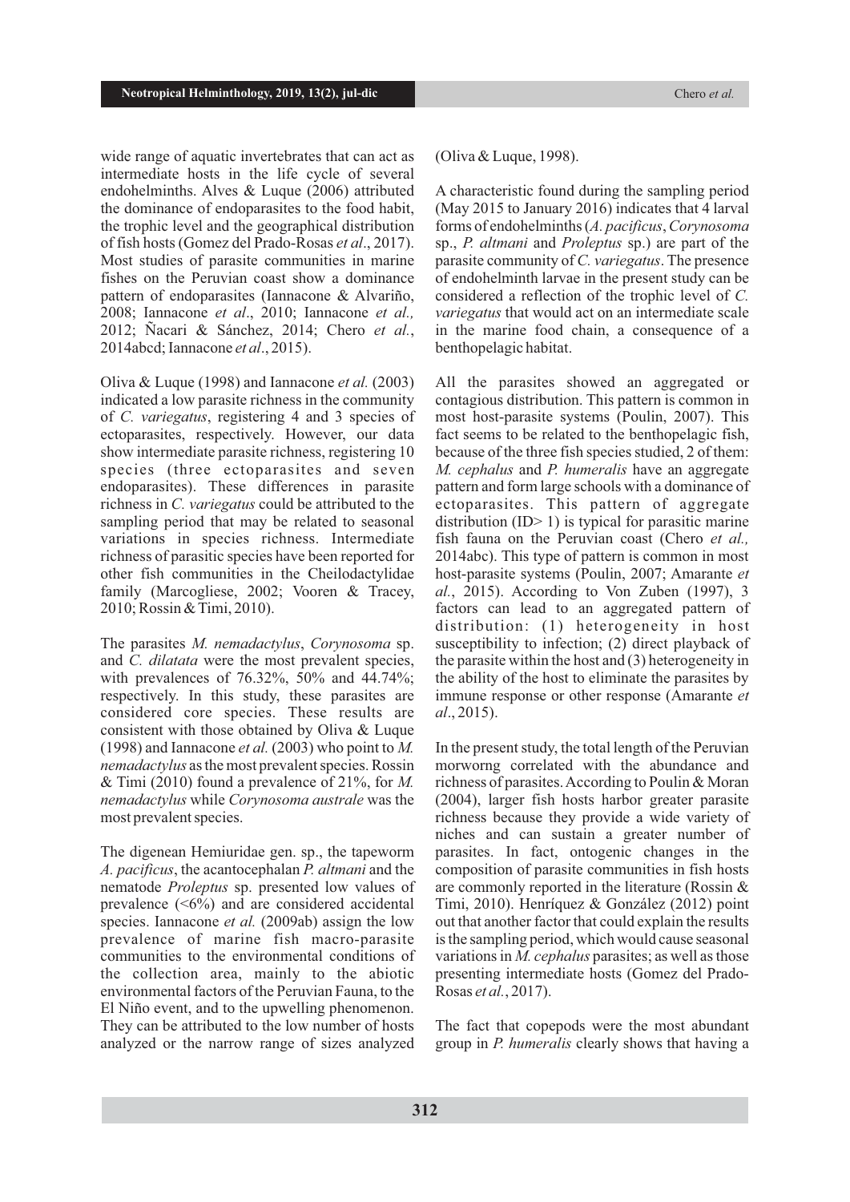wide range of aquatic invertebrates that can act as intermediate hosts in the life cycle of several endohelminths. Alves & Luque (2006) attributed the dominance of endoparasites to the food habit, the trophic level and the geographical distribution of fish hosts (Gomez del Prado-Rosas *et al*., 2017). Most studies of parasite communities in marine fishes on the Peruvian coast show a dominance pattern of endoparasites (Iannacone & Alvariño, 2008; Iannacone *et al*., 2010; Iannacone *et al.,* 2012; Ñacari & Sánchez, 2014; Chero *et al.*, 2014abcd; Iannacone *et al*., 2015).

Oliva & Luque (1998) and Iannacone *et al.* (2003) indicated a low parasite richness in the community of *C. variegatus*, registering 4 and 3 species of ectoparasites, respectively. However, our data show intermediate parasite richness, registering 10 species (three ectoparasites and seven endoparasites). These differences in parasite richness in *C. variegatus* could be attributed to the sampling period that may be related to seasonal variations in species richness. Intermediate richness of parasitic species have been reported for other fish communities in the Cheilodactylidae family (Marcogliese, 2002; Vooren & Tracey, 2010; Rossin & Timi, 2010).

The parasites *M. nemadactylus*, *Corynosoma* sp. and *C. dilatata* were the most prevalent species, with prevalences of 76.32%, 50% and 44.74%; respectively. In this study, these parasites are considered core species. These results are consistent with those obtained by Oliva & Luque (1998) and Iannacone *et al.* (2003) who point to *M. nemadactylus* as the most prevalent species. Rossin & Timi (2010) found a prevalence of 21%, for *M. nemadactylus* while *Corynosoma australe* was the most prevalent species.

The digenean Hemiuridae gen. sp., the tapeworm *A. pacificus*, the acantocephalan *P. altmani* and the nematode *Proleptus* sp. presented low values of prevalence (<6%) and are considered accidental species. Iannacone *et al.* (2009ab) assign the low prevalence of marine fish macro-parasite communities to the environmental conditions of the collection area, mainly to the abiotic environmental factors of the Peruvian Fauna, to the El Niño event, and to the upwelling phenomenon. They can be attributed to the low number of hosts analyzed or the narrow range of sizes analyzed (Oliva & Luque, 1998).

A characteristic found during the sampling period (May 2015 to January 2016) indicates that 4 larval forms of endohelminths (*A. pacificus*, *Corynosoma* sp., *P. altmani* and *Proleptus* sp.) are part of the parasite community of *C. variegatus*. The presence of endohelminth larvae in the present study can be considered a reflection of the trophic level of *C. variegatus* that would act on an intermediate scale in the marine food chain, a consequence of a benthopelagic habitat.

All the parasites showed an aggregated or contagious distribution. This pattern is common in most host-parasite systems (Poulin, 2007). This fact seems to be related to the benthopelagic fish, because of the three fish species studied, 2 of them: *M. cephalus* and *P. humeralis* have an aggregate pattern and form large schools with a dominance of ectoparasites. This pattern of aggregate distribution (ID> 1) is typical for parasitic marine fish fauna on the Peruvian coast (Chero *et al.,* 2014abc). This type of pattern is common in most host-parasite systems (Poulin, 2007; Amarante *et al*., 2015). According to Von Zuben (1997), 3 factors can lead to an aggregated pattern of distribution: (1) heterogeneity in host susceptibility to infection; (2) direct playback of the parasite within the host and (3) heterogeneity in the ability of the host to eliminate the parasites by immune response or other response (Amarante *et al*., 2015).

In the present study, the total length of the Peruvian morworng correlated with the abundance and richness of parasites. According to Poulin & Moran (2004), larger fish hosts harbor greater parasite richness because they provide a wide variety of niches and can sustain a greater number of parasites. In fact, ontogenic changes in the composition of parasite communities in fish hosts are commonly reported in the literature (Rossin & Timi, 2010). Henríquez & González (2012) point out that another factor that could explain the results is the sampling period, which would cause seasonal variations in *M. cephalus* parasites; as well as those presenting intermediate hosts (Gomez del Prado-Rosas *et al.*, 2017).

The fact that copepods were the most abundant group in *P. humeralis* clearly shows that having a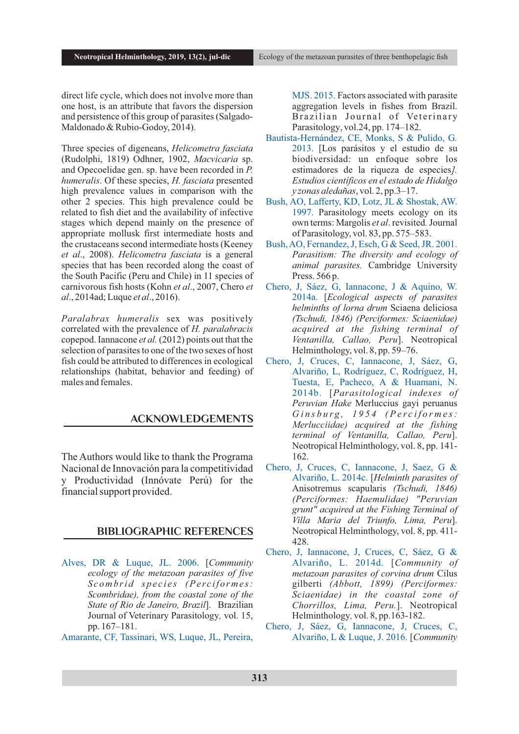direct life cycle, which does not involve more than one host, is an attribute that favors the dispersion and persistence of this group of parasites (Salgado-Maldonado & Rubio-Godoy, 2014).

Three species of digeneans, *Helicometra fasciata* (Rudolphi, 1819) Odhner, 1902, *Macvicaria* sp. and Opecoelidae gen. sp. have been recorded in *P. humeralis*. Of these species, *H. fasciata* presented high prevalence values in comparison with the other 2 species. This high prevalence could be related to fish diet and the availability of infective stages which depend mainly on the presence of appropriate mollusk first intermediate hosts and the crustaceans second intermediate hosts (Keeney *et al*., 2008). *Helicometra fasciata* is a general species that has been recorded along the coast of the South Pacific (Peru and Chile) in 11 species of carnivorous fish hosts (Kohn *et al*., 2007, Chero *et al*., 2014ad; Luque *et al*., 2016).

*Paralabrax humeralis* sex was positively correlated with the prevalence of *H. paralabracis* copepod. Iannacone *et al.* (2012) points out that the selection of parasites to one of the two sexes of host fish could be attributed to differences in ecological relationships (habitat, behavior and feeding) of males and females.

## ACKNOWLEDGEMENTS

The Authors would like to thank the Programa Nacional de Innovación para la competitividad y Productividad (Innóvate Perú) for the financial support provided.

## BIBLIOGRAPHIC REFERENCES

Alves, DR & Luque, JL. 2006. [*Community ecology of the metazoan parasites of five Scombrid species (Perciformes: Scombridae), from the coastal zone of the State of Rio de Janeiro, Brazil*]. Brazilian Journal of Veterinary Parasitology, vol. 15, pp. 167–181.

Amarante, CF, Tassinari, WS, Luque, JL, Pereira, MJS. 2015. Factors associated with parasite aggregation levels in fishes from Brazil. Brazilian Journal of Veterinary Parasitology, vol.24, pp. 174–182.

Bautista-Hernández, CE, Monks, S & Pulido, G. 2013. [Los parásitos y el estudio de su biodiversidad: un enfoque sobre los estimadores de la riqueza de especies*]. Estudios científicos en el estado de Hidalgo y zonas aledañas*, vol. 2, pp.3–17.

Bush, AO, Lafferty, KD, Lotz, JL & Shostak, AW. 1997. Parasitology meets ecology on its own terms: Margolis *et al*. revisited. Journal of Parasitology, vol. 83, pp. 575–583.

Bush, AO, Fernandez, J, Esch, G & Seed, JR. 2001. *Parasitism: The diversity and ecology of animal parasites.* Cambridge University Press. 566 p.

Chero, J, Sáez, G, Iannacone, J & Aquino, W. 2014a. [*Ecological aspects of parasites helminths of lorna drum* Sciaena deliciosa *(Tschudi, 1846) (Perciformes: Sciaenidae) acquired at the fishing terminal of Ventanilla, Callao, Peru*]. Neotropical Helminthology, vol. 8, pp. 59–76.

Chero, J, Cruces, C, Iannacone, J, Sáez, G, Alvariño, L, Rodríguez, C, Rodríguez, H, Tuesta, E, Pacheco, A & Huamani, N. 2014b. [*Parasitological indexes of Peruvian Hake* Merluccius gayi peruanus *Ginsburg, 1954 (Perciformes: Merlucciidae) acquired at the fishing terminal of Ventanilla, Callao, Peru*]. Neotropical Helminthology, vol. 8, pp. 141-162.

Chero, J, Cruces, C, Iannacone, J, Saez, G & Alvariño, L. 2014c. [*Helminth parasites of* Anisotremus scapularis *(Tschudi, 1846) (Perciformes: Haemulidae) "Peruvian grunt" acquired at the Fishing Terminal of Villa Maria del Triunfo, Lima, Peru*]. Neotropical Helminthology, vol. 8, pp. 411-428.

Chero, J, Iannacone, J, Cruces, C, Sáez, G & Alvariño, L. 2014d. [*Community of metazoan parasites of corvina drum* Cilus gilberti *(Abbott, 1899) (Perciformes: Sciaenidae) in the coastal zone of Chorrillos, Lima, Peru.*]. Neotropical Helminthology, vol. 8, pp.163-182.

Chero, J, Sáez, G, Iannacone, J, Cruces, C, Alvariño, L & Luque, J. 2016. [*Community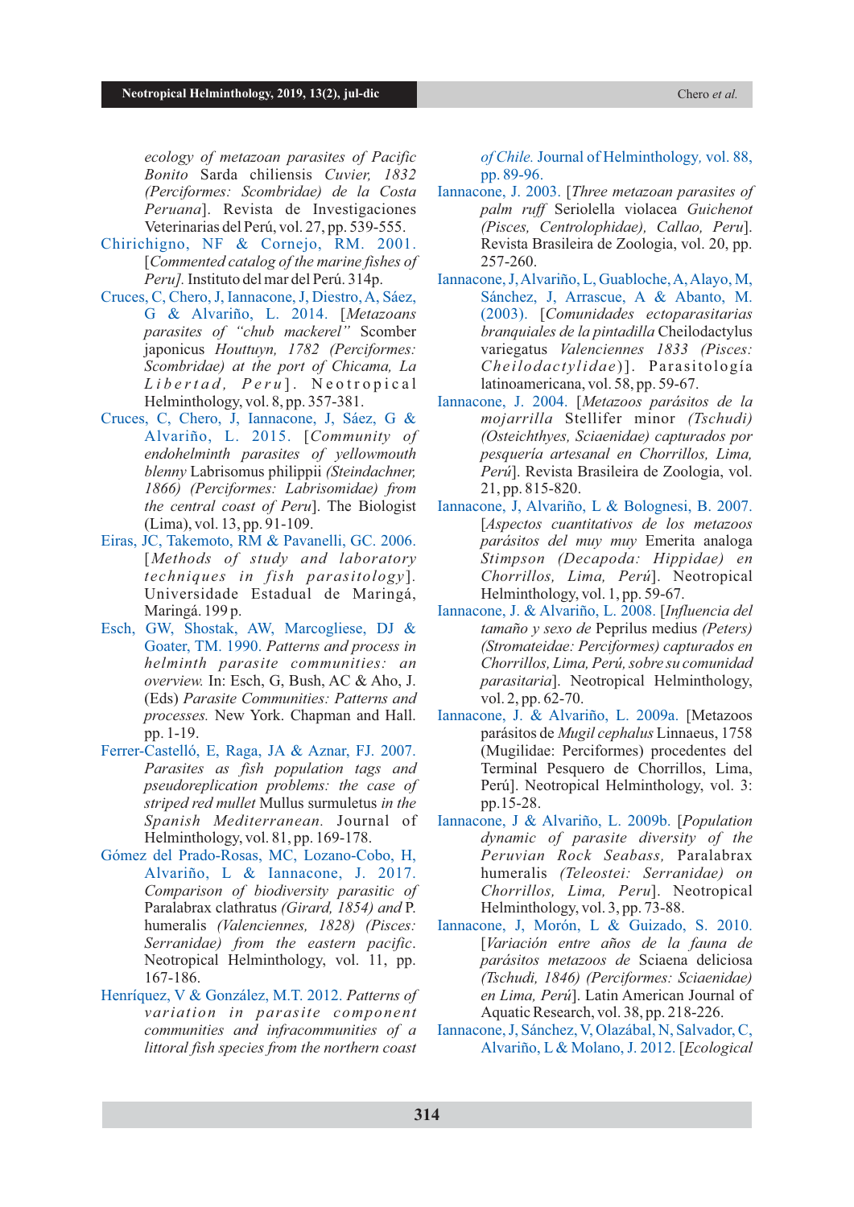ecology of metazoan parasites of Pacific Bonito Sarda chiliensis *Cuvier, 1832 (Perciformes: Scombridae) de la Costa Peruana*]. Revista de Investigaciones Veterinarias del Perú, vol. 27, pp. 539-555.

Chirichigno, NF & Cornejo, RM. 2001. [*Commented catalog of the marine fishes of Peru].* Instituto del mar del Perú. 314p.

Cruces, C, Chero, J, Iannacone, J, Diestro, A, Sáez, G & Alvariño, L. 2014. [*Metazoans parasites of "chub mackerel"* Scomber japonicus *Houttuyn, 1782 (Perciformes: Scombridae) at the port of Chicama, La Libertad, Peru*]. Neotropical Helminthology, vol. 8, pp. 357-381.

Cruces, C, Chero, J, Iannacone, J, Sáez, G & Alvariño, L. 2015. [*Community of endohelminth parasites of yellowmouth blenny* Labrisomus philippii *(Steindachner, 1866) (Perciformes: Labrisomidae) from the central coast of Peru*]. The Biologist (Lima), vol. 13, pp. 91-109.

Eiras, JC, Takemoto, RM & Pavanelli, GC. 2006. [*Methods of study and laboratory techniques in fish parasitology*]. Universidade Estadual de Maringá, Maringá. 199 p.

Esch, GW, Shostak, AW, Marcogliese, DJ & Goater, TM. 1990. *Patterns and process in helminth parasite communities: an overview.* In: Esch, G, Bush, AC & Aho, J. (Eds) *Parasite Communities: Patterns and processes.* New York. Chapman and Hall. pp. 1-19.

Ferrer-Castelló, E, Raga, JA & Aznar, FJ. 2007. *Parasites as fish population tags and pseudoreplication problems: the case of striped red mullet* Mullus surmuletus *in the Spanish Mediterranean.* Journal of Helminthology, vol. 81, pp. 169-178.

Gómez del Prado-Rosas, MC, Lozano-Cobo, H, Alvariño, L & Iannacone, J. 2017. *Comparison of biodiversity parasitic of* Paralabrax clathratus *(Girard, 1854) and* P. humeralis *(Valenciennes, 1828) (Pisces: Serranidae) from the eastern pacific.* Neotropical Helminthology, vol. 11, pp. 167-186.

Henríquez, V & González, M.T. 2012. *Patterns of variation in parasite component communities and infracommunities of a littoral fish species from the northern coast of Chile.* Journal of Helminthology, vol. 88, pp. 89-96.

Iannacone, J. 2003. [*Three metazoan parasites of palm ruff* Seriolella violacea *Guichenot (Pisces, Centrolophidae), Callao, Peru*]. Revista Brasileira de Zoologia, vol. 20, pp. 257-260.

Iannacone, J, Alvariño, L, Guabloche, A, Alayo, M, Sánchez, J, Arrascue, A & Abanto, M. (2003). [*Comunidades ectoparasitarias branquiales de la pintadilla* Cheilodactylus variegatus *Valenciennes 1833 (Pisces: Cheilodactylidae)*]. Parasitología latinoamericana, vol. 58, pp. 59-67.

Iannacone, J. 2004. [*Metazoos parásitos de la mojarrilla* Stellifer minor *(Tschudi) (Osteichthyes, Sciaenidae) capturados por pesquería artesanal en Chorrillos, Lima, Perú*]. Revista Brasileira de Zoologia, vol. 21, pp. 815-820.

Iannacone, J, Alvariño, L & Bolognesi, B. 2007. [*Aspectos cuantitativos de los metazoos parásitos del muy muy* Emerita analoga *Stimpson (Decapoda: Hippidae) en Chorrillos, Lima, Perú*]. Neotropical Helminthology, vol. 1, pp. 59-67.

Iannacone, J. & Alvariño, L. 2008. [*Influencia del tamaño y sexo de* Peprilus medius *(Peters) (Stromateidae: Perciformes) capturados en Chorrillos, Lima, Perú, sobre su comunidad parasitaria*]. Neotropical Helminthology, vol. 2, pp. 62-70.

Iannacone, J. & Alvariño, L. 2009a. [Metazoos parásitos de *Mugil cephalus* Linnaeus, 1758 (Mugilidae: Perciformes) procedentes del Terminal Pesquero de Chorrillos, Lima, Perú]. Neotropical Helminthology, vol. 3: pp.15-28.

Iannacone, J & Alvariño, L. 2009b. [*Population dynamic of parasite diversity of the Peruvian Rock Seabass,* Paralabrax humeralis *(Teleostei: Serranidae) on Chorrillos, Lima, Peru*]. Neotropical Helminthology, vol. 3, pp. 73-88.

Iannacone, J, Morón, L & Guizado, S. 2010. [*Variación entre años de la fauna de parásitos metazoos de* Sciaena deliciosa *(Tschudi, 1846) (Perciformes: Sciaenidae) en Lima, Perú*]. Latin American Journal of Aquatic Research, vol. 38, pp. 218-226.

Iannacone, J, Sánchez, V, Olazábal, N, Salvador, C, Alvariño, L & Molano, J. 2012. [*Ecological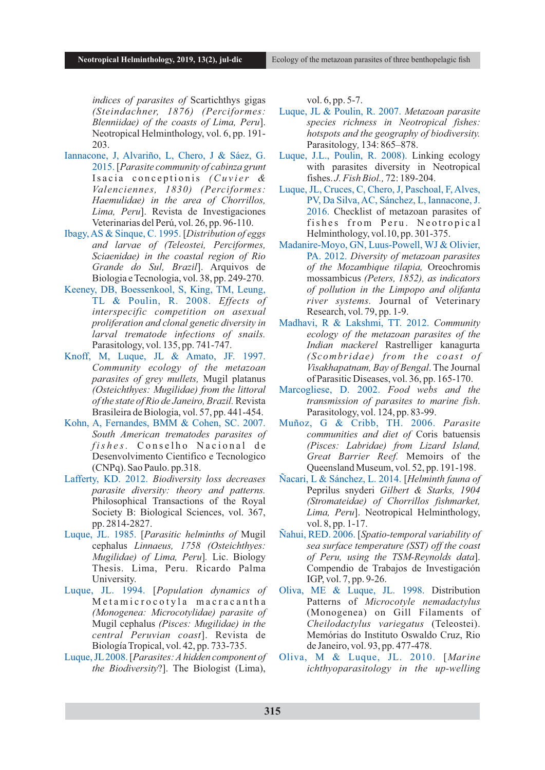*indices of parasites of* Scartichthys gigas *(Steindachner, 1876) (Perciformes: Blenniidae) of the coasts of Lima, Peru*]. Neotropical Helminthology, vol. 6, pp. 191-203.

Iannacone, J, Alvariño, L, Chero, J & Sáez, G. 2015. [*Parasite community of cabinza grunt* Isacia conceptionis *(Cuvier & Valenciennes, 1830) (Perciformes: Haemulidae) in the area of Chorrillos, Lima, Peru*]. Revista de Investigaciones Veterinarias del Perú, vol. 26, pp. 96-110.

Ibagy, AS & Sinque, C. 1995. [*Distribution of eggs and larvae of (Teleostei, Perciformes, Sciaenidae) in the coastal region of Rio Grande do Sul, Brazil*]. Arquivos de Biologia e Tecnologia, vol. 38, pp. 249-270.

Keeney, DB, Boessenkool, S, King, TM, Leung, TL & Poulin, R. 2008. *Effects of interspecific competition on asexual proliferation and clonal genetic diversity in larval trematode infections of snails.* Parasitology, vol. 135, pp. 741-747.

Knoff, M, Luque, JL & Amato, JF. 1997. *Community ecology of the metazoan parasites of grey mullets,* Mugil platanus *(Osteichthyes: Mugilidae) from the littoral of the state of Rio de Janeiro, Brazil.* Revista Brasileira de Biologia, vol. 57, pp. 441-454.

Kohn, A, Fernandes, BMM & Cohen, SC. 2007. *South American trematodes parasites of fishes*. Conselho Nacional de Desenvolvimento Cientifico e Tecnologico (CNPq). Sao Paulo. pp.318.

Lafferty, KD. 2012. *Biodiversity loss decreases parasite diversity: theory and patterns.* Philosophical Transactions of the Royal Society B: Biological Sciences, vol. 367, pp. 2814-2827.

Luque, JL. 1985. [*Parasitic helminths of* Mugil cephalus *Linnaeus, 1758 (Osteichthyes: Mugilidae) of Lima, Peru*]. Lic. Biology Thesis. Lima, Peru. Ricardo Palma University.

Luque, JL. 1994. [*Population dynamics of* Metamicrocotyla macracantha *(Monogenea: Microcotylidae) parasite of* Mugil cephalus *(Pisces: Mugilidae) in the central Peruvian coast*]. Revista de Biología Tropical, vol. 42, pp. 733-735.

Luque, JL 2008. [*Parasites: A hidden component of the Biodiversity*?]. The Biologist (Lima), vol. 6, pp. 5-7.

Luque, JL & Poulin, R. 2007. *Metazoan parasite species richness in Neotropical fishes: hotspots and the geography of biodiversity.* Parasitology, 134: 865–878.

Luque, J.L., Poulin, R. 2008). Linking ecology with parasites diversity in Neotropical fishes. *J. Fish Biol.,* 72: 189-204.

Luque, JL, Cruces, C, Chero, J, Paschoal, F, Alves, PV, Da Silva, AC, Sánchez, L, Iannacone, J. 2016. Checklist of metazoan parasites of fishes from Peru. Neotropical Helminthology, vol.10, pp. 301-375.

Madanire-Moyo, GN, Luus-Powell, WJ & Olivier, PA. 2012. *Diversity of metazoan parasites of the Mozambique tilapia,* Oreochromis mossambicus *(Peters, 1852), as indicators of pollution in the Limpopo and olifanta river systems.* Journal of Veterinary Research, vol. 79, pp. 1-9.

Madhavi, R & Lakshmi, TT. 2012. *Community ecology of the metazoan parasites of the Indian mackerel* Rastrelliger kanagurta *(Scombridae) from the coast of Visakhapatnam, Bay of Bengal*. The Journal of Parasitic Diseases, vol. 36, pp. 165-170.

Marcogliese, D. 2002. *Food webs and the transmission of parasites to marine fish*. Parasitology, vol. 124, pp. 83-99.

Muñoz, G & Cribb, TH. 2006. *Parasite communities and diet of* Coris batuensis *(Pisces: Labridae) from Lizard Island, Great Barrier Reef.* Memoirs of the Queensland Museum, vol. 52, pp. 191-198.

Ñacari, L & Sánchez, L. 2014. [*Helminth fauna of* Peprilus snyderi *Gilbert & Starks, 1904 (Stromateidae) of Chorrillos fishmarket, Lima, Peru*]. Neotropical Helminthology, vol. 8, pp. 1-17.

Ñahui, RED. 2006. [*Spatio-temporal variability of sea surface temperature (SST) off the coast of Peru, using the TSM-Reynolds data*]. Compendio de Trabajos de Investigación IGP, vol. 7, pp. 9-26.

Oliva, ME & Luque, JL. 1998. Distribution Patterns of *Microcotyle nemadactylus* (Monogenea) on Gill Filaments of *Cheilodactylus variegatus* (Teleostei). Memórias do Instituto Oswaldo Cruz, Rio de Janeiro, vol. 93, pp. 477-478.

Oliva, M & Luque, JL. 2010. [*Marine ichthyoparasitology in the up-welling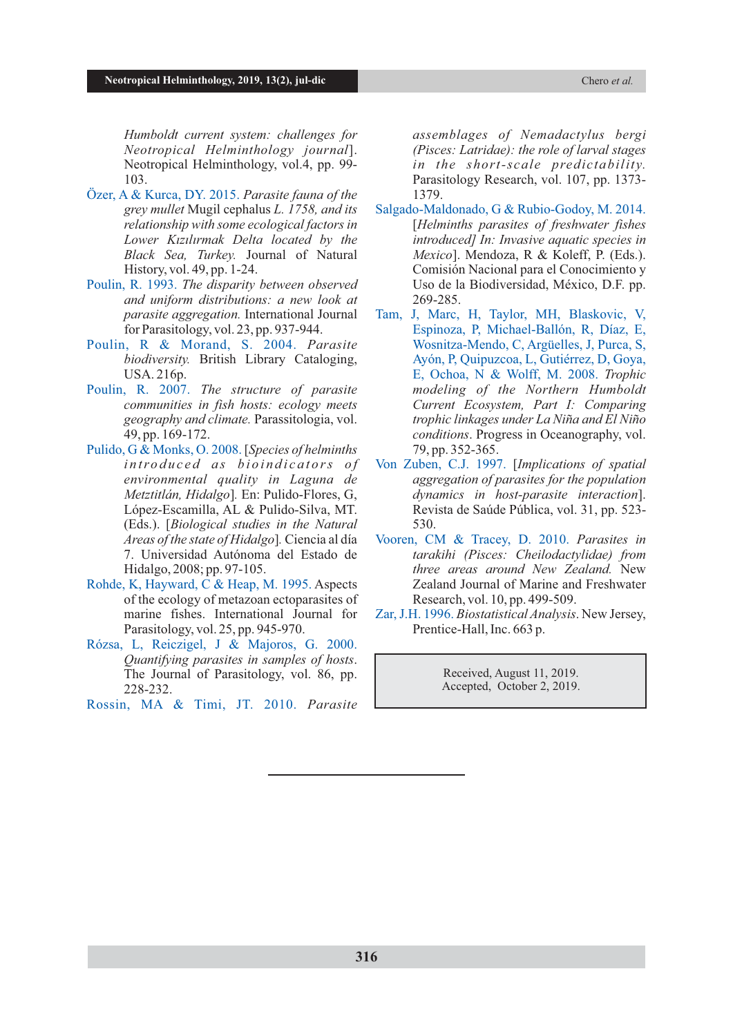*Humboldt current system: challenges for Neotropical Helminthology journal*]. Neotropical Helminthology, vol.4, pp. 99-103.

Özer, A & Kurca, DY. 2015. *Parasite fauna of the grey mullet* Mugil cephalus *L. 1758, and its relationship with some ecological factors in Lower Kızılırmak Delta located by the Black Sea, Turkey.* Journal of Natural History, vol. 49, pp. 1-24.

Poulin, R. 1993. *The disparity between observed and uniform distributions: a new look at parasite aggregation.* International Journal for Parasitology, vol. 23, pp. 937-944.

Poulin, R & Morand, S. 2004. *Parasite biodiversity.* British Library Cataloging, USA. 216p.

Poulin, R. 2007. *The structure of parasite communities in fish hosts: ecology meets geography and climate.* Parassitologia, vol. 49, pp. 169-172.

Pulido, G & Monks, O. 2008. [*Species of helminths introduced as bioindicators of environmental quality in Laguna de Metztitlán, Hidalgo*]. En: Pulido-Flores, G, López-Escamilla, AL & Pulido-Silva, MT. (Eds.). [*Biological studies in the Natural Areas of the state of Hidalgo*]. Ciencia al día 7. Universidad Autónoma del Estado de Hidalgo, 2008; pp. 97-105.

Rohde, K, Hayward, C & Heap, M. 1995. Aspects of the ecology of metazoan ectoparasites of marine fishes. International Journal for Parasitology, vol. 25, pp. 945-970.

Rózsa, L, Reiczigel, J & Majoros, G. 2000. *Quantifying parasites in samples of hosts*. The Journal of Parasitology, vol. 86, pp. 228-232.

Rossin, MA & Timi, JT. 2010. *Parasite assemblages of Nemadactylus bergi (Pisces: Latridae): the role of larval stages in the short-scale predictability.* Parasitology Research, vol. 107, pp. 1373-1379.

Salgado-Maldonado, G & Rubio-Godoy, M. 2014. [*Helminths parasites of freshwater fishes introduced] In: Invasive aquatic species in Mexico*]. Mendoza, R & Koleff, P. (Eds.). Comisión Nacional para el Conocimiento y Uso de la Biodiversidad, México, D.F. pp. 269-285.

Tam, J, Marc, H, Taylor, MH, Blaskovic, V, Espinoza, P, Michael-Ballón, R, Díaz, E, Wosnitza-Mendo, C, Argüelles, J, Purca, S, Ayón, P, Quipuzcoa, L, Gutiérrez, D, Goya, E, Ochoa, N & Wolff, M. 2008. *Trophic modeling of the Northern Humboldt Current Ecosystem, Part I: Comparing trophic linkages under La Niña and El Niño conditions*. Progress in Oceanography, vol. 79, pp. 352-365.

Von Zuben, C.J. 1997. [*Implications of spatial aggregation of parasites for the population dynamics in host-parasite interaction*]. Revista de Saúde Pública, vol. 31, pp. 523-530.

Vooren, CM & Tracey, D. 2010. *Parasites in tarakihi (Pisces: Cheilodactylidae) from three areas around New Zealand.* New Zealand Journal of Marine and Freshwater Research, vol. 10, pp. 499-509.

Zar, J.H. 1996. *Biostatistical Analysis*. New Jersey, Prentice-Hall, Inc. 663 p.

Received, August 11, 2019.
Accepted, October 2, 2019.